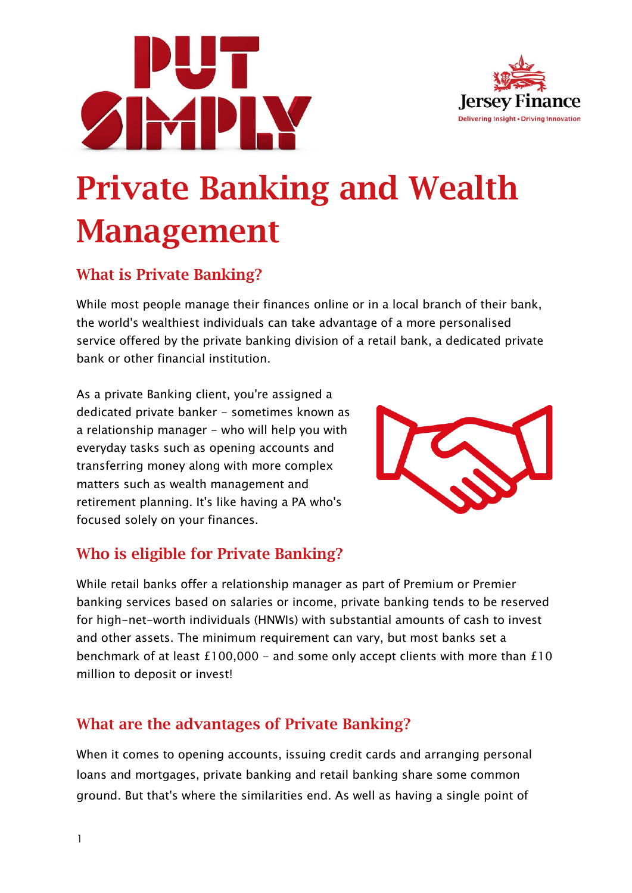# Private Banking and Wealth Management

## What is Private Banking?

While most people manage their finances online or in a local branch of their bank, the world's wealthiest individuals can take advantage of a more personalised service offered by the private banking division of a retail bank, a dedicated private bank or other financial institution.

As a private Banking client, you're assigned a dedicated private banker - sometimes known as a relationship manager - who will help you with everyday tasks such as opening accounts and transferring money along with more complex matters such as wealth management and retirement planning. It's like having a PA who's focused solely on your finances.

## Who is eligible for Private Banking?

While retail banks offer a relationship manager as part of Premium or Premier banking services based on salaries or income, private banking tends to be reserved for high-net-worth individuals (HNWIs) with substantial amounts of cash to invest and other assets. The minimum requirement can vary, but most banks set a benchmark of at least £100,000 - and some only accept clients with more than £10 million to deposit or invest!

## What are the advantages of Private Banking?

When it comes to opening accounts, issuing credit cards and arranging personal loans and mortgages, private banking and retail banking share some common ground. But that's where the similarities end. As well as having a single point of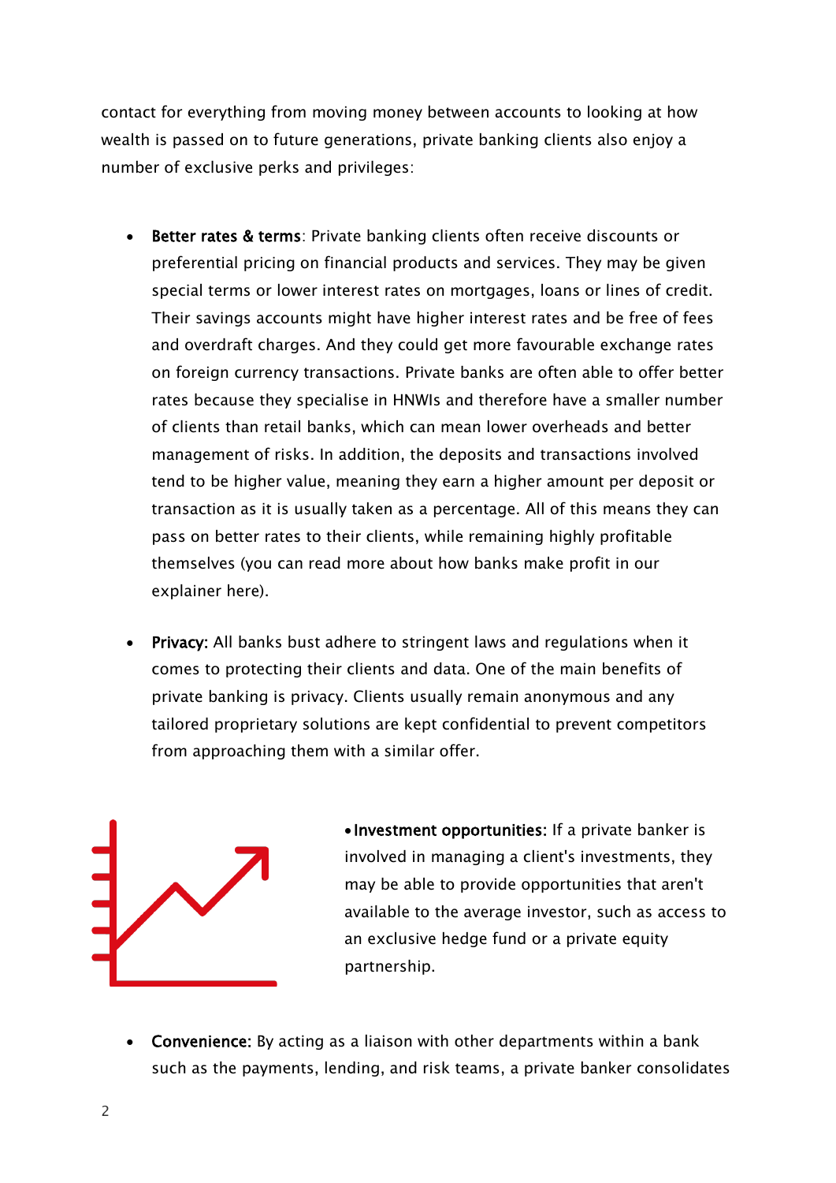contact for everything from moving money between accounts to looking at how wealth is passed on to future generations, private banking clients also enjoy a number of exclusive perks and privileges:

- **Better rates & terms**: Private banking clients often receive discounts or preferential pricing on financial products and services. They may be given special terms or lower interest rates on mortgages, loans or lines of credit. Their savings accounts might have higher interest rates and be free of fees and overdraft charges. And they could get more favourable exchange rates on foreign currency transactions. Private banks are often able to offer better rates because they specialise in HNWIs and therefore have a smaller number of clients than retail banks, which can mean lower overheads and better management of risks. In addition, the deposits and transactions involved tend to be higher value, meaning they earn a higher amount per deposit or transaction as it is usually taken as a percentage. All of this means they can pass on better rates to their clients, while remaining highly profitable themselves (you can read more about how banks make profit in our explainer here).

- **Privacy:** All banks bust adhere to stringent laws and regulations when it comes to protecting their clients and data. One of the main benefits of private banking is privacy. Clients usually remain anonymous and any tailored proprietary solutions are kept confidential to prevent competitors from approaching them with a similar offer.

- **Investment opportunities:** If a private banker is involved in managing a client's investments, they may be able to provide opportunities that aren't available to the average investor, such as access to an exclusive hedge fund or a private equity partnership.

- **Convenience:** By acting as a liaison with other departments within a bank such as the payments, lending, and risk teams, a private banker consolidates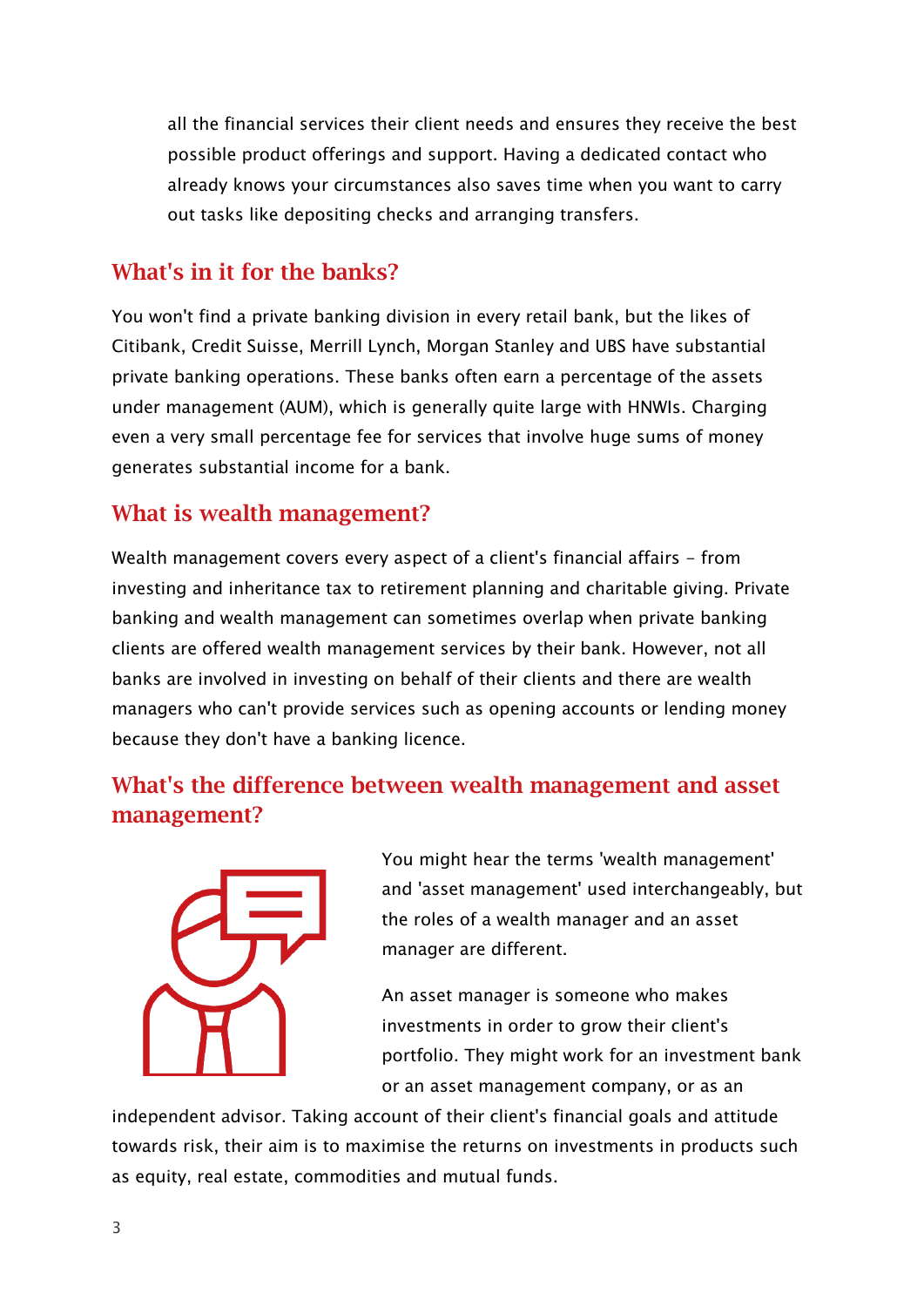all the financial services their client needs and ensures they receive the best possible product offerings and support. Having a dedicated contact who already knows your circumstances also saves time when you want to carry out tasks like depositing checks and arranging transfers.

## What's in it for the banks?

You won't find a private banking division in every retail bank, but the likes of Citibank, Credit Suisse, Merrill Lynch, Morgan Stanley and UBS have substantial private banking operations. These banks often earn a percentage of the assets under management (AUM), which is generally quite large with HNWIs. Charging even a very small percentage fee for services that involve huge sums of money generates substantial income for a bank.

## What is wealth management?

Wealth management covers every aspect of a client's financial affairs – from investing and inheritance tax to retirement planning and charitable giving. Private banking and wealth management can sometimes overlap when private banking clients are offered wealth management services by their bank. However, not all banks are involved in investing on behalf of their clients and there are wealth managers who can't provide services such as opening accounts or lending money because they don't have a banking licence.

## What's the difference between wealth management and asset management?

You might hear the terms 'wealth management' and 'asset management' used interchangeably, but the roles of a wealth manager and an asset manager are different.

An asset manager is someone who makes investments in order to grow their client's portfolio. They might work for an investment bank or an asset management company, or as an independent advisor. Taking account of their client's financial goals and attitude towards risk, their aim is to maximise the returns on investments in products such as equity, real estate, commodities and mutual funds.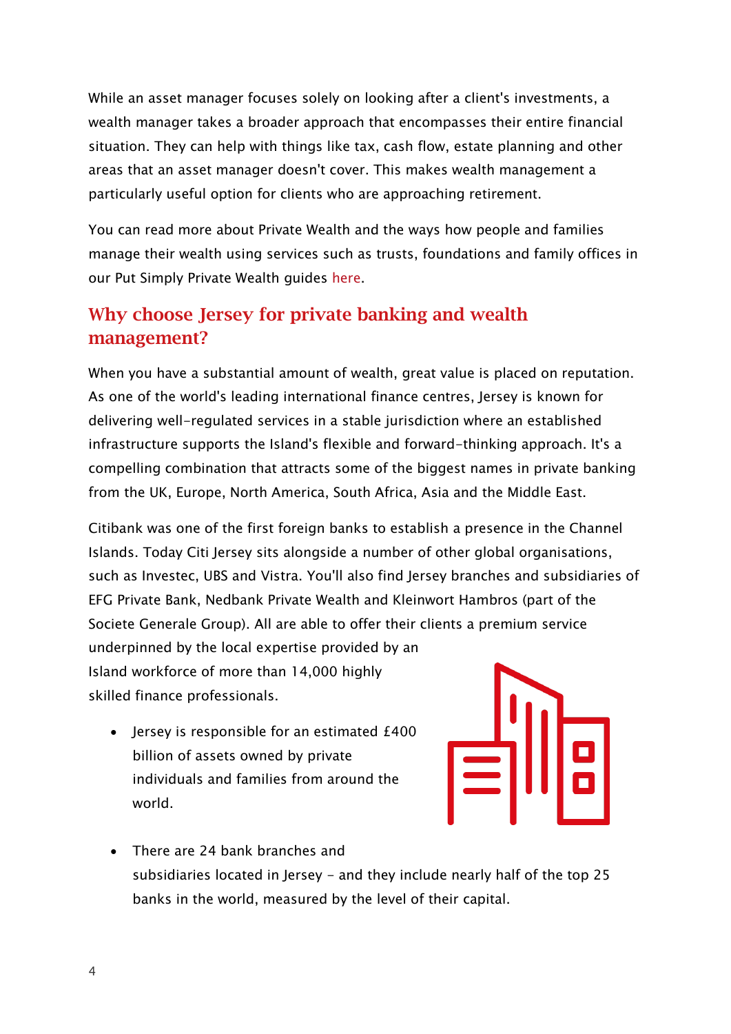While an asset manager focuses solely on looking after a client's investments, a wealth manager takes a broader approach that encompasses their entire financial situation. They can help with things like tax, cash flow, estate planning and other areas that an asset manager doesn't cover. This makes wealth management a particularly useful option for clients who are approaching retirement.

You can read more about Private Wealth and the ways how people and families manage their wealth using services such as trusts, foundations and family offices in our Put Simply Private Wealth guides here.

## Why choose Jersey for private banking and wealth management?

When you have a substantial amount of wealth, great value is placed on reputation. As one of the world's leading international finance centres, Jersey is known for delivering well-regulated services in a stable jurisdiction where an established infrastructure supports the Island's flexible and forward-thinking approach. It's a compelling combination that attracts some of the biggest names in private banking from the UK, Europe, North America, South Africa, Asia and the Middle East.

Citibank was one of the first foreign banks to establish a presence in the Channel Islands. Today Citi Jersey sits alongside a number of other global organisations, such as Investec, UBS and Vistra. You'll also find Jersey branches and subsidiaries of EFG Private Bank, Nedbank Private Wealth and Kleinwort Hambros (part of the Societe Generale Group). All are able to offer their clients a premium service underpinned by the local expertise provided by an Island workforce of more than 14,000 highly skilled finance professionals.

- Jersey is responsible for an estimated £400 billion of assets owned by private individuals and families from around the world.
- There are 24 bank branches and subsidiaries located in Jersey – and they include nearly half of the top 25 banks in the world, measured by the level of their capital.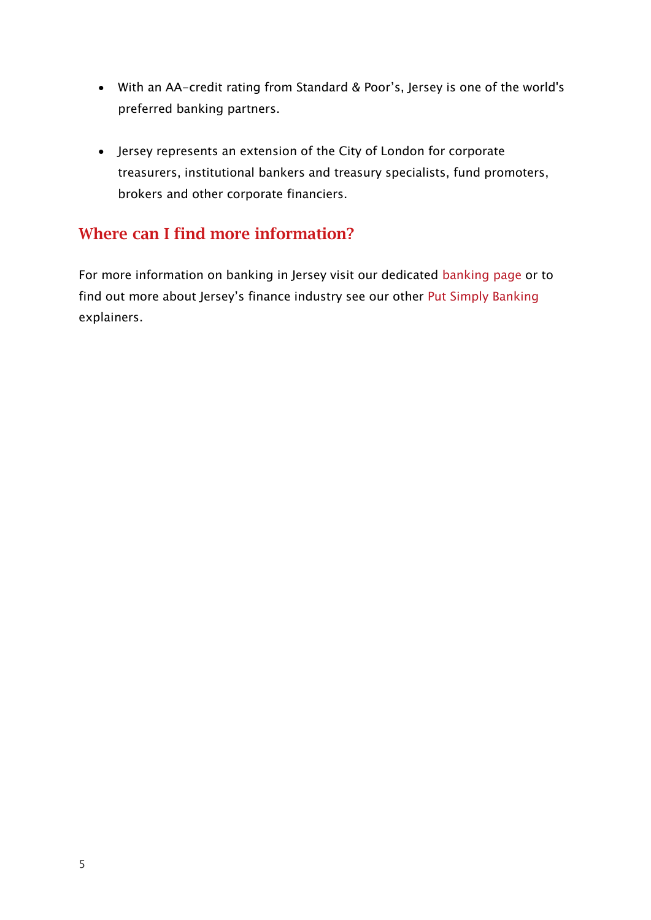- With an AA-credit rating from Standard & Poor's, Jersey is one of the world's preferred banking partners.

- Jersey represents an extension of the City of London for corporate treasurers, institutional bankers and treasury specialists, fund promoters, brokers and other corporate financiers.

## Where can I find more information?

For more information on banking in Jersey visit our dedicated banking page or to find out more about Jersey's finance industry see our other Put Simply Banking explainers.